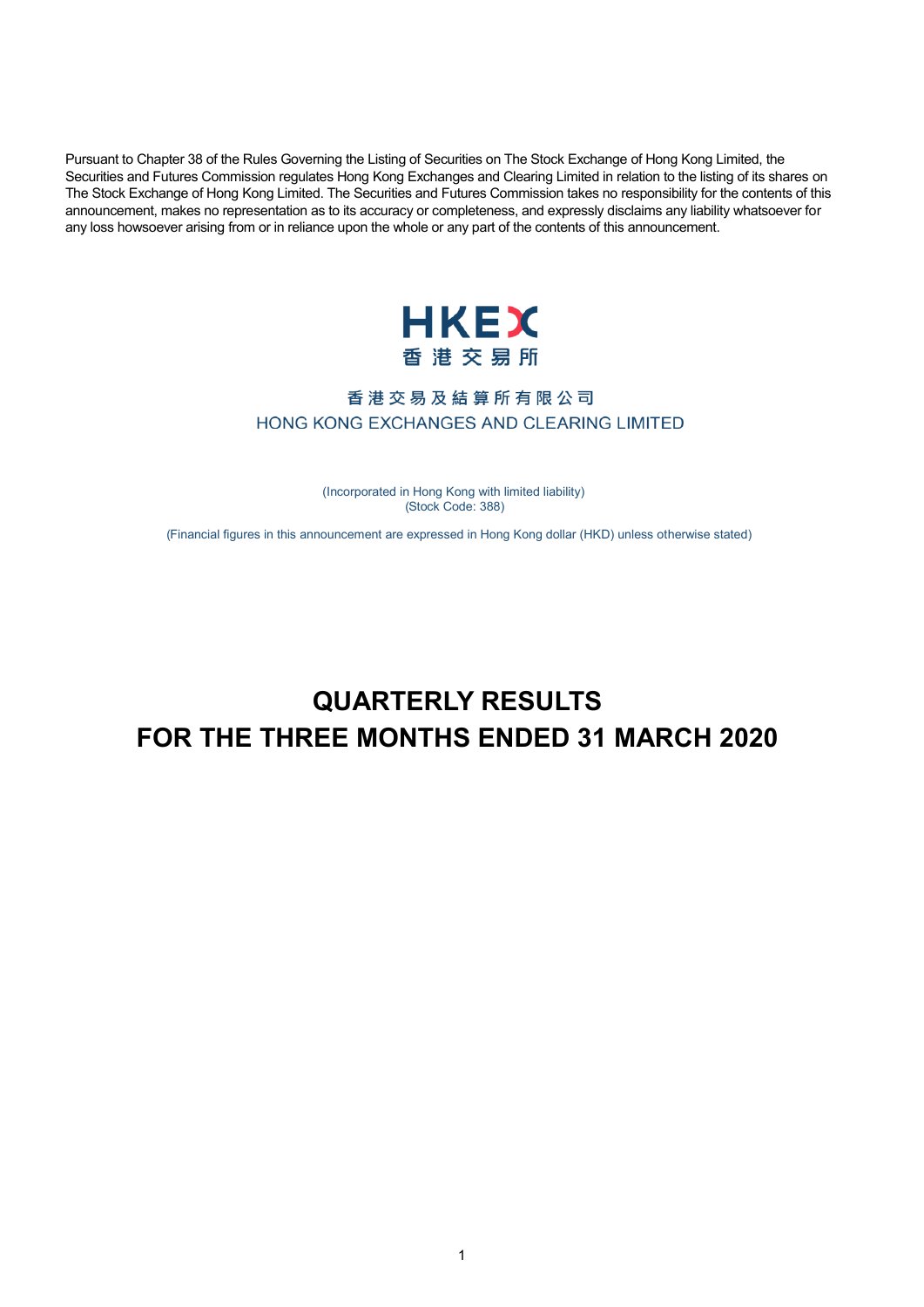Pursuant to Chapter 38 of the Rules Governing the Listing of Securities on The Stock Exchange of Hong Kong Limited, the Securities and Futures Commission regulates Hong Kong Exchanges and Clearing Limited in relation to the listing of its shares on The Stock Exchange of Hong Kong Limited. The Securities and Futures Commission takes no responsibility for the contents of this announcement, makes no representation as to its accuracy or completeness, and expressly disclaims any liability whatsoever for any loss howsoever arising from or in reliance upon the whole or any part of the contents of this announcement.

HKEX
香港交易所

香港交易及結算所有限公司
HONG KONG EXCHANGES AND CLEARING LIMITED

(Incorporated in Hong Kong with limited liability)
(Stock Code: 388)

(Financial figures in this announcement are expressed in Hong Kong dollar (HKD) unless otherwise stated)

# QUARTERLY RESULTS
# FOR THE THREE MONTHS ENDED 31 MARCH 2020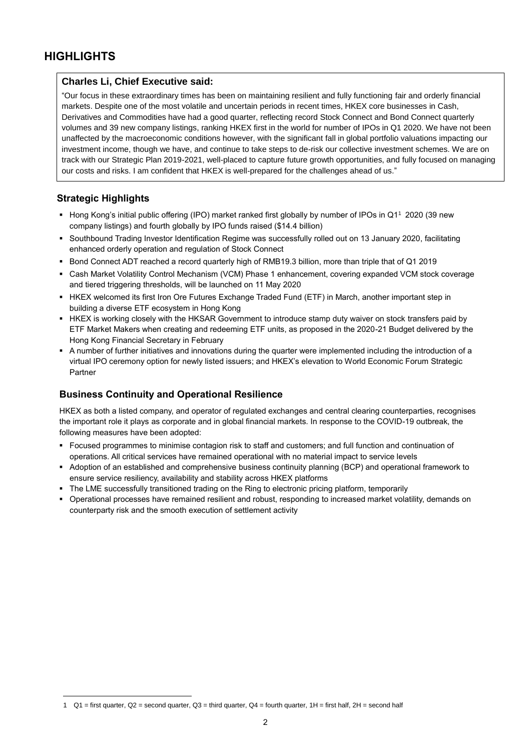# HIGHLIGHTS

**Charles Li, Chief Executive said:**

"Our focus in these extraordinary times has been on maintaining resilient and fully functioning fair and orderly financial markets. Despite one of the most volatile and uncertain periods in recent times, HKEX core businesses in Cash, Derivatives and Commodities have had a good quarter, reflecting record Stock Connect and Bond Connect quarterly volumes and 39 new company listings, ranking HKEX first in the world for number of IPOs in Q1 2020. We have not been unaffected by the macroeconomic conditions however, with the significant fall in global portfolio valuations impacting our investment income, though we have, and continue to take steps to de-risk our collective investment schemes. We are on track with our Strategic Plan 2019-2021, well-placed to capture future growth opportunities, and fully focused on managing our costs and risks. I am confident that HKEX is well-prepared for the challenges ahead of us."

## Strategic Highlights

- Hong Kong's initial public offering (IPO) market ranked first globally by number of IPOs in Q1[1] 2020 (39 new company listings) and fourth globally by IPO funds raised ($14.4 billion)
- Southbound Trading Investor Identification Regime was successfully rolled out on 13 January 2020, facilitating enhanced orderly operation and regulation of Stock Connect
- Bond Connect ADT reached a record quarterly high of RMB19.3 billion, more than triple that of Q1 2019
- Cash Market Volatility Control Mechanism (VCM) Phase 1 enhancement, covering expanded VCM stock coverage and tiered triggering thresholds, will be launched on 11 May 2020
- HKEX welcomed its first Iron Ore Futures Exchange Traded Fund (ETF) in March, another important step in building a diverse ETF ecosystem in Hong Kong
- HKEX is working closely with the HKSAR Government to introduce stamp duty waiver on stock transfers paid by ETF Market Makers when creating and redeeming ETF units, as proposed in the 2020-21 Budget delivered by the Hong Kong Financial Secretary in February
- A number of further initiatives and innovations during the quarter were implemented including the introduction of a virtual IPO ceremony option for newly listed issuers; and HKEX's elevation to World Economic Forum Strategic Partner

## Business Continuity and Operational Resilience

HKEX as both a listed company, and operator of regulated exchanges and central clearing counterparties, recognises the important role it plays as corporate and in global financial markets. In response to the COVID-19 outbreak, the following measures have been adopted:

- Focused programmes to minimise contagion risk to staff and customers; and full function and continuation of operations. All critical services have remained operational with no material impact to service levels
- Adoption of an established and comprehensive business continuity planning (BCP) and operational framework to ensure service resiliency, availability and stability across HKEX platforms
- The LME successfully transitioned trading on the Ring to electronic pricing platform, temporarily
- Operational processes have remained resilient and robust, responding to increased market volatility, demands on counterparty risk and the smooth execution of settlement activity

---

1 Q1 = first quarter, Q2 = second quarter, Q3 = third quarter, Q4 = fourth quarter, 1H = first half, 2H = second half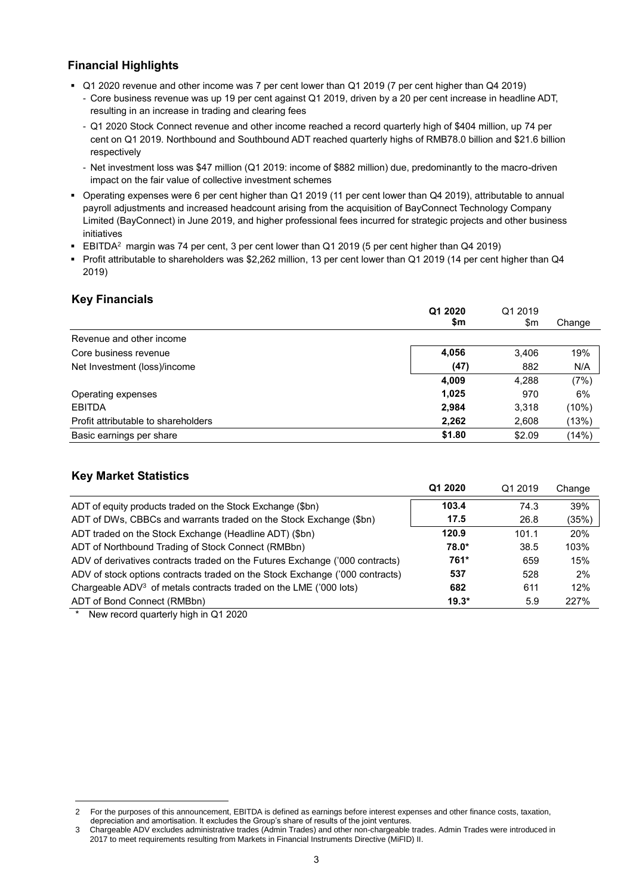## Financial Highlights

- Q1 2020 revenue and other income was 7 per cent lower than Q1 2019 (7 per cent higher than Q4 2019)
  - Core business revenue was up 19 per cent against Q1 2019, driven by a 20 per cent increase in headline ADT, resulting in an increase in trading and clearing fees
  - Q1 2020 Stock Connect revenue and other income reached a record quarterly high of $404 million, up 74 per cent on Q1 2019. Northbound and Southbound ADT reached quarterly highs of RMB78.0 billion and $21.6 billion respectively
  - Net investment loss was $47 million (Q1 2019: income of $882 million) due, predominantly to the macro-driven impact on the fair value of collective investment schemes
- Operating expenses were 6 per cent higher than Q1 2019 (11 per cent lower than Q4 2019), attributable to annual payroll adjustments and increased headcount arising from the acquisition of BayConnect Technology Company Limited (BayConnect) in June 2019, and higher professional fees incurred for strategic projects and other business initiatives
- EBITDA[2] margin was 74 per cent, 3 per cent lower than Q1 2019 (5 per cent higher than Q4 2019)
- Profit attributable to shareholders was $2,262 million, 13 per cent lower than Q1 2019 (14 per cent higher than Q4 2019)

## Key Financials

| | **Q1 2020 $m** | Q1 2019 $m | Change |
|---|---|---|---|
| Revenue and other income | | | |
| Core business revenue | **4,056** | 3,406 | 19% |
| Net Investment (loss)/income | **(47)** | 882 | N/A |
| | **4,009** | 4,288 | (7%) |
| Operating expenses | **1,025** | 970 | 6% |
| EBITDA | **2,984** | 3,318 | (10%) |
| Profit attributable to shareholders | **2,262** | 2,608 | (13%) |
| Basic earnings per share | **$1.80** | $2.09 | (14%) |

## Key Market Statistics

| | **Q1 2020** | Q1 2019 | Change |
|---|---|---|---|
| ADT of equity products traded on the Stock Exchange ($bn) | **103.4** | 74.3 | 39% |
| ADT of DWs, CBBCs and warrants traded on the Stock Exchange ($bn) | **17.5** | 26.8 | (35%) |
| ADT traded on the Stock Exchange (Headline ADT) ($bn) | **120.9** | 101.1 | 20% |
| ADT of Northbound Trading of Stock Connect (RMBbn) | **78.0*** | 38.5 | 103% |
| ADV of derivatives contracts traded on the Futures Exchange ('000 contracts) | **761*** | 659 | 15% |
| ADV of stock options contracts traded on the Stock Exchange ('000 contracts) | **537** | 528 | 2% |
| Chargeable ADV[3] of metals contracts traded on the LME ('000 lots) | **682** | 611 | 12% |
| ADT of Bond Connect (RMBbn) | **19.3*** | 5.9 | 227% |

\* New record quarterly high in Q1 2020

2 For the purposes of this announcement, EBITDA is defined as earnings before interest expenses and other finance costs, taxation, depreciation and amortisation. It excludes the Group's share of results of the joint ventures.

3 Chargeable ADV excludes administrative trades (Admin Trades) and other non-chargeable trades. Admin Trades were introduced in 2017 to meet requirements resulting from Markets in Financial Instruments Directive (MiFID) II.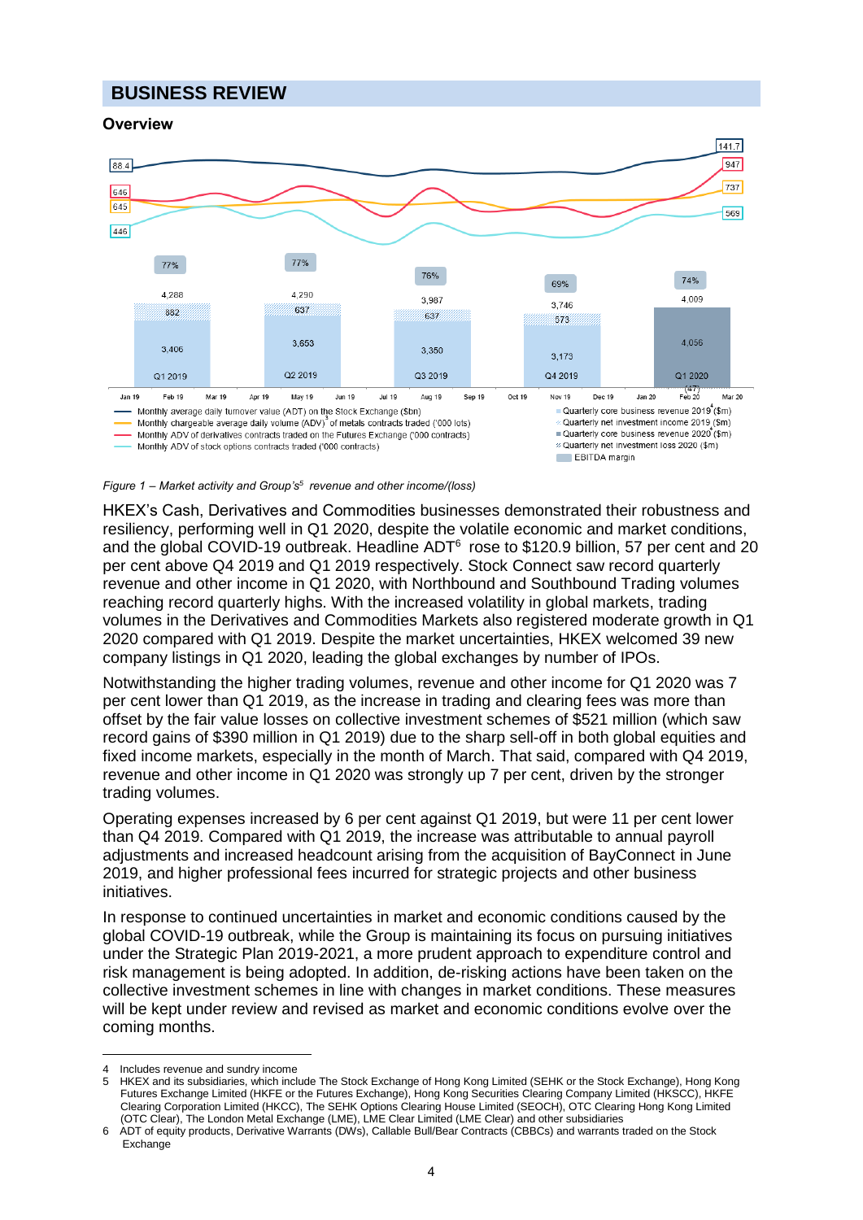## BUSINESS REVIEW

### Overview

*Figure 1 – Market activity and Group's[5] revenue and other income/(loss)*

HKEX's Cash, Derivatives and Commodities businesses demonstrated their robustness and resiliency, performing well in Q1 2020, despite the volatile economic and market conditions, and the global COVID-19 outbreak. Headline ADT[6] rose to $120.9 billion, 57 per cent and 20 per cent above Q4 2019 and Q1 2019 respectively. Stock Connect saw record quarterly revenue and other income in Q1 2020, with Northbound and Southbound Trading volumes reaching record quarterly highs. With the increased volatility in global markets, trading volumes in the Derivatives and Commodities Markets also registered moderate growth in Q1 2020 compared with Q1 2019. Despite the market uncertainties, HKEX welcomed 39 new company listings in Q1 2020, leading the global exchanges by number of IPOs.

Notwithstanding the higher trading volumes, revenue and other income for Q1 2020 was 7 per cent lower than Q1 2019, as the increase in trading and clearing fees was more than offset by the fair value losses on collective investment schemes of $521 million (which saw record gains of $390 million in Q1 2019) due to the sharp sell-off in both global equities and fixed income markets, especially in the month of March. That said, compared with Q4 2019, revenue and other income in Q1 2020 was strongly up 7 per cent, driven by the stronger trading volumes.

Operating expenses increased by 6 per cent against Q1 2019, but were 11 per cent lower than Q4 2019. Compared with Q1 2019, the increase was attributable to annual payroll adjustments and increased headcount arising from the acquisition of BayConnect in June 2019, and higher professional fees incurred for strategic projects and other business initiatives.

In response to continued uncertainties in market and economic conditions caused by the global COVID-19 outbreak, while the Group is maintaining its focus on pursuing initiatives under the Strategic Plan 2019-2021, a more prudent approach to expenditure control and risk management is being adopted. In addition, de-risking actions have been taken on the collective investment schemes in line with changes in market conditions. These measures will be kept under review and revised as market and economic conditions evolve over the coming months.

---

4 Includes revenue and sundry income

5 HKEX and its subsidiaries, which include The Stock Exchange of Hong Kong Limited (SEHK or the Stock Exchange), Hong Kong Futures Exchange Limited (HKFE or the Futures Exchange), Hong Kong Securities Clearing Company Limited (HKSCC), HKFE Clearing Corporation Limited (HKCC), The SEHK Options Clearing House Limited (SEOCH), OTC Clearing Hong Kong Limited (OTC Clear), The London Metal Exchange (LME), LME Clear Limited (LME Clear) and other subsidiaries

6 ADT of equity products, Derivative Warrants (DWs), Callable Bull/Bear Contracts (CBBCs) and warrants traded on the Stock Exchange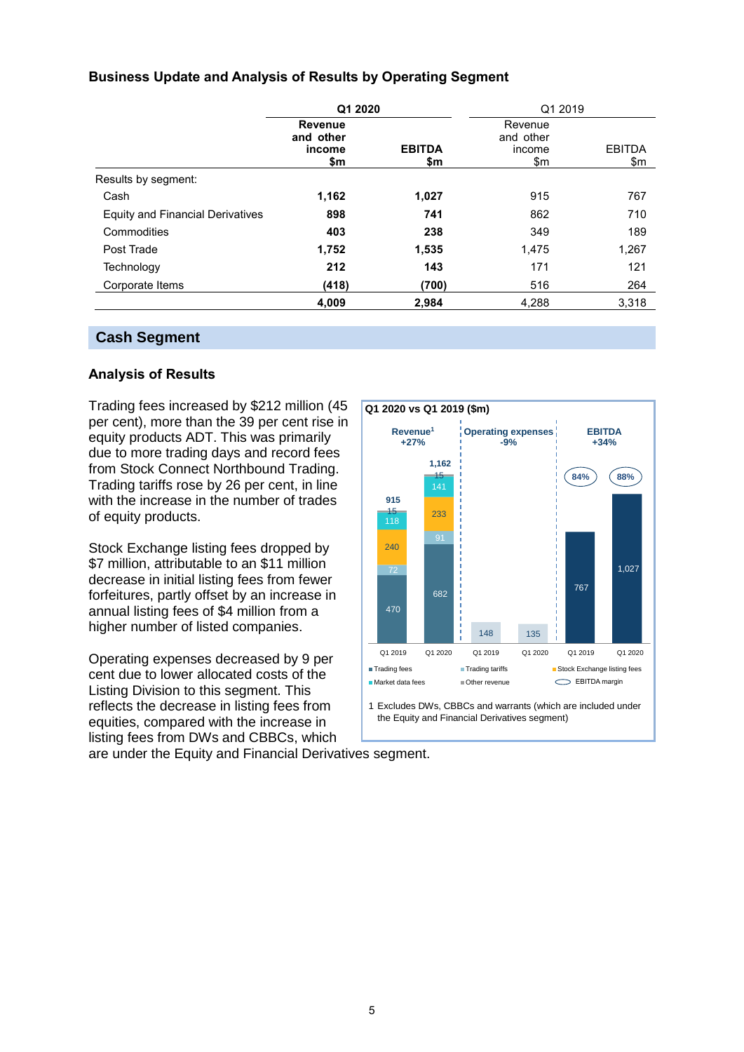### Business Update and Analysis of Results by Operating Segment

| | Q1 2020 | | Q1 2019 | |
|---|---|---|---|---|
| | **Revenue and other income $m** | **EBITDA $m** | Revenue and other income $m | EBITDA $m |
| Results by segment: | | | | |
| Cash | **1,162** | **1,027** | 915 | 767 |
| Equity and Financial Derivatives | **898** | **741** | 862 | 710 |
| Commodities | **403** | **238** | 349 | 189 |
| Post Trade | **1,752** | **1,535** | 1,475 | 1,267 |
| Technology | **212** | **143** | 171 | 121 |
| Corporate Items | **(418)** | **(700)** | 516 | 264 |
| | **4,009** | **2,984** | 4,288 | 3,318 |

## Cash Segment

### Analysis of Results

Trading fees increased by $212 million (45 per cent), more than the 39 per cent rise in equity products ADT. This was primarily due to more trading days and record fees from Stock Connect Northbound Trading. Trading tariffs rose by 26 per cent, in line with the increase in the number of trades of equity products.

Stock Exchange listing fees dropped by $7 million, attributable to an $11 million decrease in initial listing fees from fewer forfeitures, partly offset by an increase in annual listing fees of $4 million from a higher number of listed companies.

Operating expenses decreased by 9 per cent due to lower allocated costs of the Listing Division to this segment. This reflects the decrease in listing fees from equities, compared with the increase in listing fees from DWs and CBBCs, which are under the Equity and Financial Derivatives segment.

**Q1 2020 vs Q1 2019 ($m)**

| | Q1 2019 | Q1 2020 |
|---|---|---|
| **Revenue[1] +27%** | | |
| Trading fees | 470 | 682 |
| Trading tariffs | 72 | 91 |
| Stock Exchange listing fees | 240 | 233 |
| Market data fees | 118 | 141 |
| Other revenue | 15 | 15 |
| Total | 915 | 1,162 |
| **Operating expenses -9%** | 148 | 135 |
| **EBITDA +34%** | 767 | 1,027 |
| EBITDA margin | 84% | 88% |

1 Excludes DWs, CBBCs and warrants (which are included under the Equity and Financial Derivatives segment)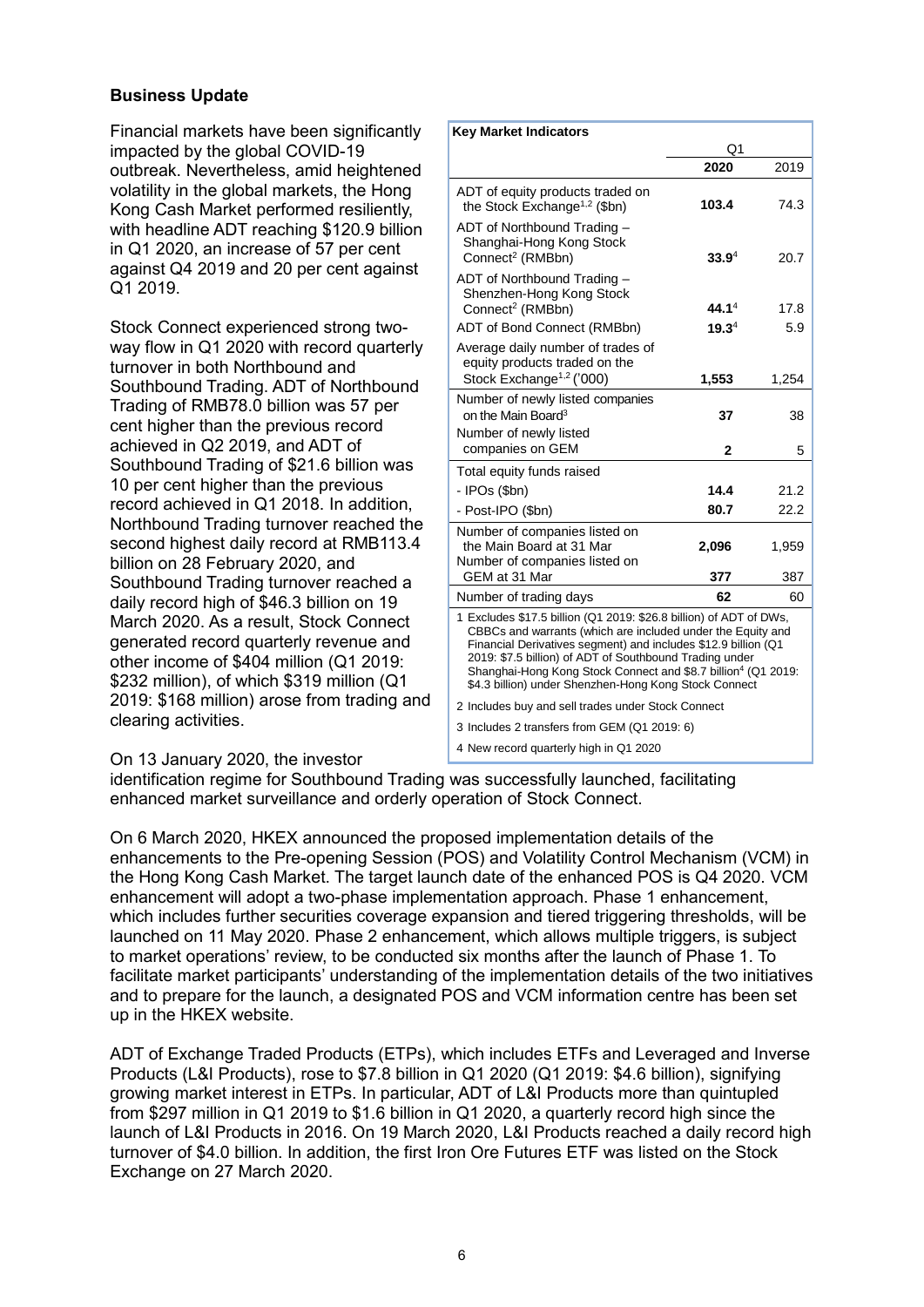## Business Update

Financial markets have been significantly impacted by the global COVID-19 outbreak. Nevertheless, amid heightened volatility in the global markets, the Hong Kong Cash Market performed resiliently, with headline ADT reaching $120.9 billion in Q1 2020, an increase of 57 per cent against Q4 2019 and 20 per cent against Q1 2019.

Stock Connect experienced strong two-way flow in Q1 2020 with record quarterly turnover in both Northbound and Southbound Trading. ADT of Northbound Trading of RMB78.0 billion was 57 per cent higher than the previous record achieved in Q2 2019, and ADT of Southbound Trading of $21.6 billion was 10 per cent higher than the previous record achieved in Q1 2018. In addition, Northbound Trading turnover reached the second highest daily record at RMB113.4 billion on 28 February 2020, and Southbound Trading turnover reached a daily record high of $46.3 billion on 19 March 2020. As a result, Stock Connect generated record quarterly revenue and other income of $404 million (Q1 2019: $232 million), of which $319 million (Q1 2019: $168 million) arose from trading and clearing activities.

**Key Market Indicators**

| | Q1 2020 | Q1 2019 |
|---|---|---|
| ADT of equity products traded on the Stock Exchange[1,2] ($bn) | **103.4** | 74.3 |
| ADT of Northbound Trading – Shanghai-Hong Kong Stock Connect[2] (RMBbn) | **33.9**[4] | 20.7 |
| ADT of Northbound Trading – Shenzhen-Hong Kong Stock Connect[2] (RMBbn) | **44.1**[4] | 17.8 |
| ADT of Bond Connect (RMBbn) | **19.3**[4] | 5.9 |
| Average daily number of trades of equity products traded on the Stock Exchange[1,2] ('000) | **1,553** | 1,254 |
| Number of newly listed companies on the Main Board[3] | **37** | 38 |
| Number of newly listed companies on GEM | **2** | 5 |
| Total equity funds raised | | |
| - IPOs ($bn) | **14.4** | 21.2 |
| - Post-IPO ($bn) | **80.7** | 22.2 |
| Number of companies listed on the Main Board at 31 Mar | **2,096** | 1,959 |
| Number of companies listed on GEM at 31 Mar | **377** | 387 |
| Number of trading days | **62** | 60 |

1 Excludes $17.5 billion (Q1 2019: $26.8 billion) of ADT of DWs, CBBCs and warrants (which are included under the Equity and Financial Derivatives segment) and includes $12.9 billion (Q1 2019: $7.5 billion) of ADT of Southbound Trading under Shanghai-Hong Kong Stock Connect and $8.7 billion[4] (Q1 2019: $4.3 billion) under Shenzhen-Hong Kong Stock Connect

2 Includes buy and sell trades under Stock Connect

3 Includes 2 transfers from GEM (Q1 2019: 6)

4 New record quarterly high in Q1 2020

On 13 January 2020, the investor identification regime for Southbound Trading was successfully launched, facilitating enhanced market surveillance and orderly operation of Stock Connect.

On 6 March 2020, HKEX announced the proposed implementation details of the enhancements to the Pre-opening Session (POS) and Volatility Control Mechanism (VCM) in the Hong Kong Cash Market. The target launch date of the enhanced POS is Q4 2020. VCM enhancement will adopt a two-phase implementation approach. Phase 1 enhancement, which includes further securities coverage expansion and tiered triggering thresholds, will be launched on 11 May 2020. Phase 2 enhancement, which allows multiple triggers, is subject to market operations' review, to be conducted six months after the launch of Phase 1. To facilitate market participants' understanding of the implementation details of the two initiatives and to prepare for the launch, a designated POS and VCM information centre has been set up in the HKEX website.

ADT of Exchange Traded Products (ETPs), which includes ETFs and Leveraged and Inverse Products (L&I Products), rose to $7.8 billion in Q1 2020 (Q1 2019: $4.6 billion), signifying growing market interest in ETPs. In particular, ADT of L&I Products more than quintupled from $297 million in Q1 2019 to $1.6 billion in Q1 2020, a quarterly record high since the launch of L&I Products in 2016. On 19 March 2020, L&I Products reached a daily record high turnover of $4.0 billion. In addition, the first Iron Ore Futures ETF was listed on the Stock Exchange on 27 March 2020.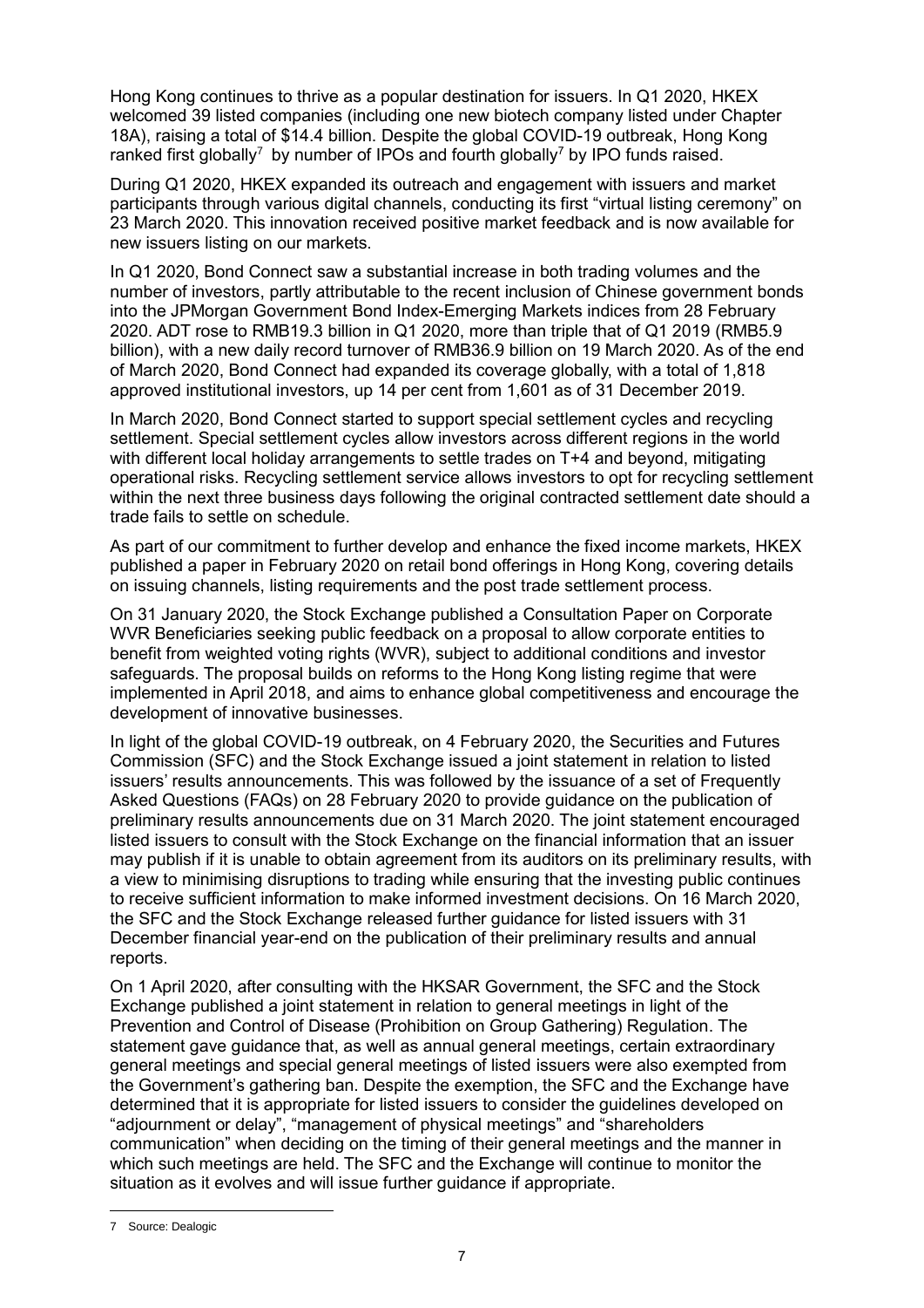Hong Kong continues to thrive as a popular destination for issuers. In Q1 2020, HKEX welcomed 39 listed companies (including one new biotech company listed under Chapter 18A), raising a total of $14.4 billion. Despite the global COVID-19 outbreak, Hong Kong ranked first globally[7] by number of IPOs and fourth globally[7] by IPO funds raised.

During Q1 2020, HKEX expanded its outreach and engagement with issuers and market participants through various digital channels, conducting its first "virtual listing ceremony" on 23 March 2020. This innovation received positive market feedback and is now available for new issuers listing on our markets.

In Q1 2020, Bond Connect saw a substantial increase in both trading volumes and the number of investors, partly attributable to the recent inclusion of Chinese government bonds into the JPMorgan Government Bond Index-Emerging Markets indices from 28 February 2020. ADT rose to RMB19.3 billion in Q1 2020, more than triple that of Q1 2019 (RMB5.9 billion), with a new daily record turnover of RMB36.9 billion on 19 March 2020. As of the end of March 2020, Bond Connect had expanded its coverage globally, with a total of 1,818 approved institutional investors, up 14 per cent from 1,601 as of 31 December 2019.

In March 2020, Bond Connect started to support special settlement cycles and recycling settlement. Special settlement cycles allow investors across different regions in the world with different local holiday arrangements to settle trades on T+4 and beyond, mitigating operational risks. Recycling settlement service allows investors to opt for recycling settlement within the next three business days following the original contracted settlement date should a trade fails to settle on schedule.

As part of our commitment to further develop and enhance the fixed income markets, HKEX published a paper in February 2020 on retail bond offerings in Hong Kong, covering details on issuing channels, listing requirements and the post trade settlement process.

On 31 January 2020, the Stock Exchange published a Consultation Paper on Corporate WVR Beneficiaries seeking public feedback on a proposal to allow corporate entities to benefit from weighted voting rights (WVR), subject to additional conditions and investor safeguards. The proposal builds on reforms to the Hong Kong listing regime that were implemented in April 2018, and aims to enhance global competitiveness and encourage the development of innovative businesses.

In light of the global COVID-19 outbreak, on 4 February 2020, the Securities and Futures Commission (SFC) and the Stock Exchange issued a joint statement in relation to listed issuers' results announcements. This was followed by the issuance of a set of Frequently Asked Questions (FAQs) on 28 February 2020 to provide guidance on the publication of preliminary results announcements due on 31 March 2020. The joint statement encouraged listed issuers to consult with the Stock Exchange on the financial information that an issuer may publish if it is unable to obtain agreement from its auditors on its preliminary results, with a view to minimising disruptions to trading while ensuring that the investing public continues to receive sufficient information to make informed investment decisions. On 16 March 2020, the SFC and the Stock Exchange released further guidance for listed issuers with 31 December financial year-end on the publication of their preliminary results and annual reports.

On 1 April 2020, after consulting with the HKSAR Government, the SFC and the Stock Exchange published a joint statement in relation to general meetings in light of the Prevention and Control of Disease (Prohibition on Group Gathering) Regulation. The statement gave guidance that, as well as annual general meetings, certain extraordinary general meetings and special general meetings of listed issuers were also exempted from the Government's gathering ban. Despite the exemption, the SFC and the Exchange have determined that it is appropriate for listed issuers to consider the guidelines developed on "adjournment or delay", "management of physical meetings" and "shareholders communication" when deciding on the timing of their general meetings and the manner in which such meetings are held. The SFC and the Exchange will continue to monitor the situation as it evolves and will issue further guidance if appropriate.

---

[7] Source: Dealogic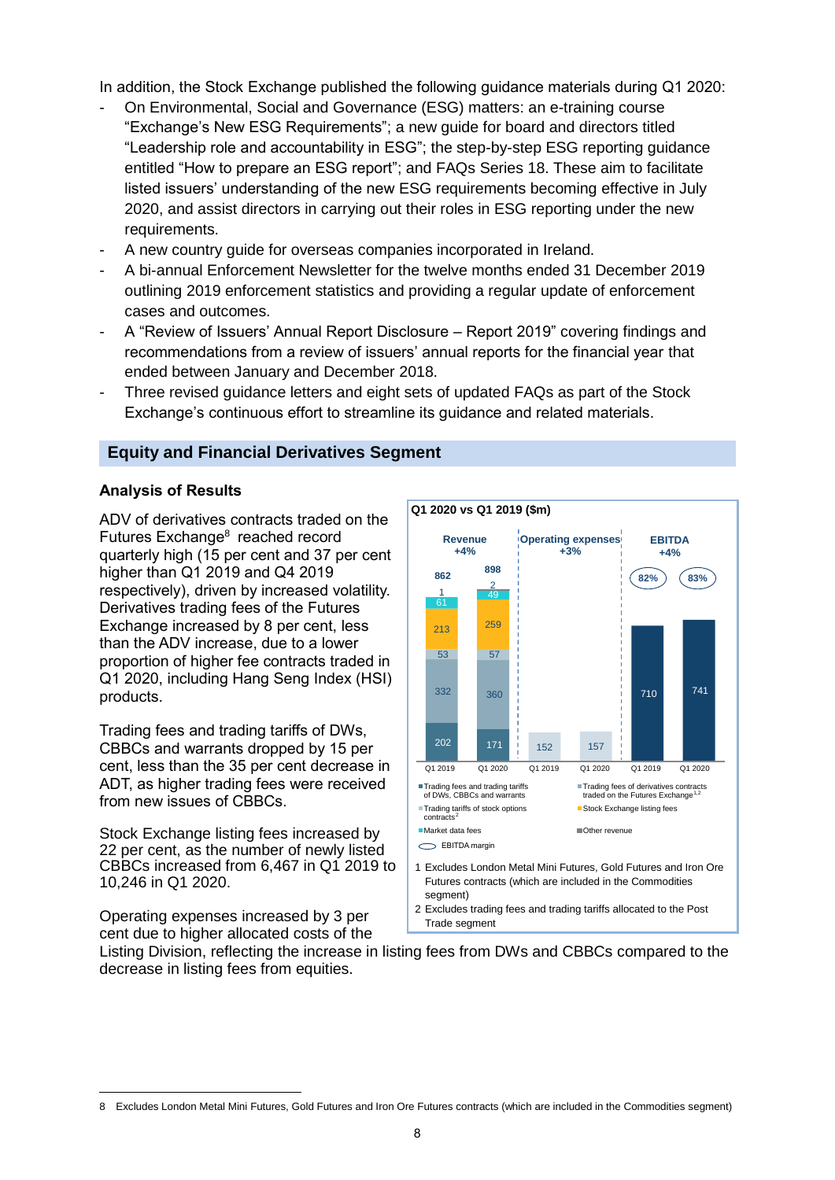In addition, the Stock Exchange published the following guidance materials during Q1 2020:

- On Environmental, Social and Governance (ESG) matters: an e-training course "Exchange's New ESG Requirements"; a new guide for board and directors titled "Leadership role and accountability in ESG"; the step-by-step ESG reporting guidance entitled "How to prepare an ESG report"; and FAQs Series 18. These aim to facilitate listed issuers' understanding of the new ESG requirements becoming effective in July 2020, and assist directors in carrying out their roles in ESG reporting under the new requirements.
- A new country guide for overseas companies incorporated in Ireland.
- A bi-annual Enforcement Newsletter for the twelve months ended 31 December 2019 outlining 2019 enforcement statistics and providing a regular update of enforcement cases and outcomes.
- A "Review of Issuers' Annual Report Disclosure – Report 2019" covering findings and recommendations from a review of issuers' annual reports for the financial year that ended between January and December 2018.
- Three revised guidance letters and eight sets of updated FAQs as part of the Stock Exchange's continuous effort to streamline its guidance and related materials.

## Equity and Financial Derivatives Segment

### Analysis of Results

**Q1 2020 vs Q1 2019 ($m)**

| | Revenue +4% | | Operating expenses +3% | | EBITDA +4% | |
|---|---|---|---|---|---|---|
| | Q1 2019 | Q1 2020 | Q1 2019 | Q1 2020 | Q1 2019 | Q1 2020 |
| Trading fees and trading tariffs of DWs, CBBCs and warrants | 202 | 171 | | | | |
| Trading fees of derivatives contracts traded on the Futures Exchange[1,2] | 332 | 360 | | | | |
| Trading tariffs of stock options contracts[2] | 53 | 57 | | | | |
| Stock Exchange listing fees | 213 | 259 | | | | |
| Market data fees | 61 | 49 | | | | |
| Other revenue | 1 | 2 | | | | |
| Total | 862 | 898 | 152 | 157 | 710 | 741 |
| EBITDA margin | | | | | 82% | 83% |

1 Excludes London Metal Mini Futures, Gold Futures and Iron Ore Futures contracts (which are included in the Commodities segment)

2 Excludes trading fees and trading tariffs allocated to the Post Trade segment

ADV of derivatives contracts traded on the Futures Exchange[8] reached record quarterly high (15 per cent and 37 per cent higher than Q1 2019 and Q4 2019 respectively), driven by increased volatility. Derivatives trading fees of the Futures Exchange increased by 8 per cent, less than the ADV increase, due to a lower proportion of higher fee contracts traded in Q1 2020, including Hang Seng Index (HSI) products.

Trading fees and trading tariffs of DWs, CBBCs and warrants dropped by 15 per cent, less than the 35 per cent decrease in ADT, as higher trading fees were received from new issues of CBBCs.

Stock Exchange listing fees increased by 22 per cent, as the number of newly listed CBBCs increased from 6,467 in Q1 2019 to 10,246 in Q1 2020.

Operating expenses increased by 3 per cent due to higher allocated costs of the Listing Division, reflecting the increase in listing fees from DWs and CBBCs compared to the decrease in listing fees from equities.

8 Excludes London Metal Mini Futures, Gold Futures and Iron Ore Futures contracts (which are included in the Commodities segment)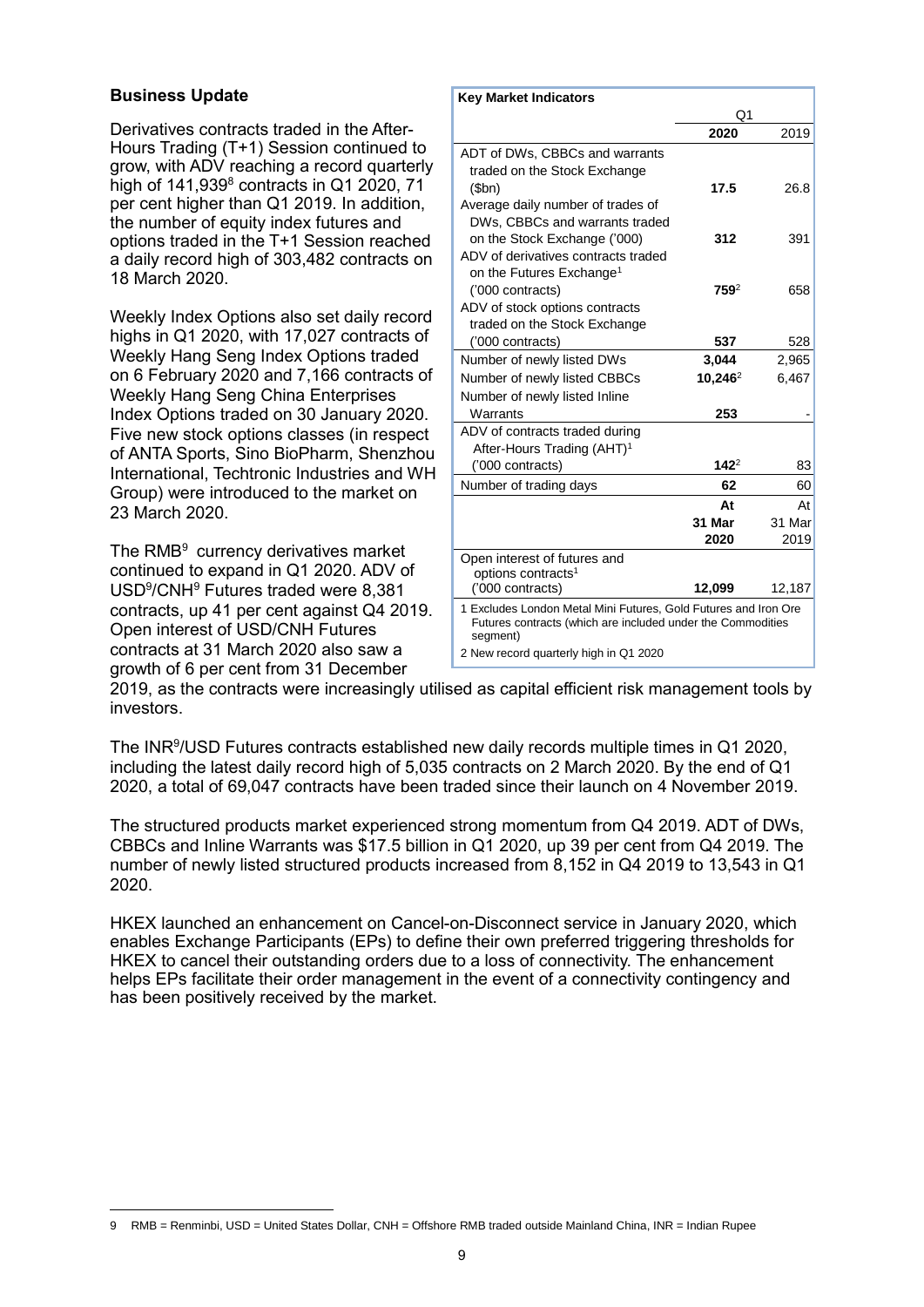## Business Update

Derivatives contracts traded in the After-Hours Trading (T+1) Session continued to grow, with ADV reaching a record quarterly high of 141,939[8] contracts in Q1 2020, 71 per cent higher than Q1 2019. In addition, the number of equity index futures and options traded in the T+1 Session reached a daily record high of 303,482 contracts on 18 March 2020.

Weekly Index Options also set daily record highs in Q1 2020, with 17,027 contracts of Weekly Hang Seng Index Options traded on 6 February 2020 and 7,166 contracts of Weekly Hang Seng China Enterprises Index Options traded on 30 January 2020. Five new stock options classes (in respect of ANTA Sports, Sino BioPharm, Shenzhou International, Techtronic Industries and WH Group) were introduced to the market on 23 March 2020.

| Key Market Indicators | Q1 | |
|---|---|---|
| | **2020** | 2019 |
| ADT of DWs, CBBCs and warrants traded on the Stock Exchange ($bn) | **17.5** | 26.8 |
| Average daily number of trades of DWs, CBBCs and warrants traded on the Stock Exchange ('000) | **312** | 391 |
| ADV of derivatives contracts traded on the Futures Exchange[1] ('000 contracts) | **759**[2] | 658 |
| ADV of stock options contracts traded on the Stock Exchange ('000 contracts) | **537** | 528 |
| Number of newly listed DWs | **3,044** | 2,965 |
| Number of newly listed CBBCs | **10,246**[2] | 6,467 |
| Number of newly listed Inline Warrants | **253** | - |
| ADV of contracts traded during After-Hours Trading (AHT)[1] ('000 contracts) | **142**[2] | 83 |
| Number of trading days | **62** | 60 |
| | **At 31 Mar 2020** | At 31 Mar 2019 |
| Open interest of futures and options contracts[1] ('000 contracts) | **12,099** | 12,187 |

1 Excludes London Metal Mini Futures, Gold Futures and Iron Ore Futures contracts (which are included under the Commodities segment)

2 New record quarterly high in Q1 2020

The RMB[9] currency derivatives market continued to expand in Q1 2020. ADV of USD[9]/CNH[9] Futures traded were 8,381 contracts, up 41 per cent against Q4 2019. Open interest of USD/CNH Futures contracts at 31 March 2020 also saw a growth of 6 per cent from 31 December 2019, as the contracts were increasingly utilised as capital efficient risk management tools by investors.

The INR[9]/USD Futures contracts established new daily records multiple times in Q1 2020, including the latest daily record high of 5,035 contracts on 2 March 2020. By the end of Q1 2020, a total of 69,047 contracts have been traded since their launch on 4 November 2019.

The structured products market experienced strong momentum from Q4 2019. ADT of DWs, CBBCs and Inline Warrants was $17.5 billion in Q1 2020, up 39 per cent from Q4 2019. The number of newly listed structured products increased from 8,152 in Q4 2019 to 13,543 in Q1 2020.

HKEX launched an enhancement on Cancel-on-Disconnect service in January 2020, which enables Exchange Participants (EPs) to define their own preferred triggering thresholds for HKEX to cancel their outstanding orders due to a loss of connectivity. The enhancement helps EPs facilitate their order management in the event of a connectivity contingency and has been positively received by the market.

9 RMB = Renminbi, USD = United States Dollar, CNH = Offshore RMB traded outside Mainland China, INR = Indian Rupee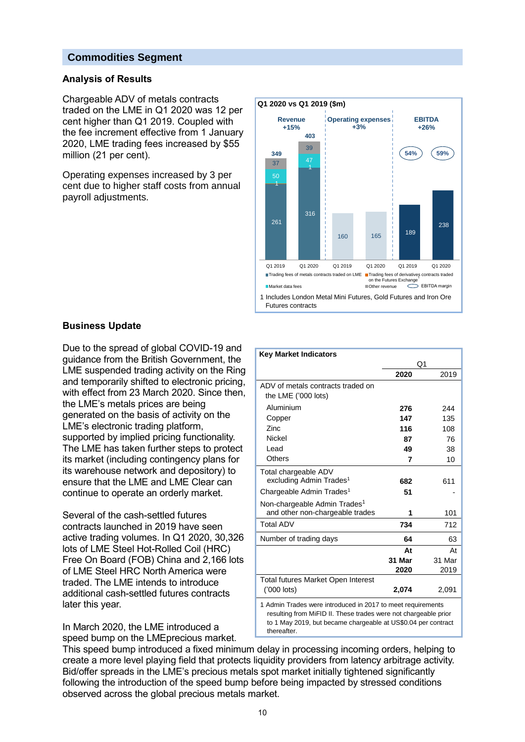## Commodities Segment

### Analysis of Results

Chargeable ADV of metals contracts traded on the LME in Q1 2020 was 12 per cent higher than Q1 2019. Coupled with the fee increment effective from 1 January 2020, LME trading fees increased by $55 million (21 per cent).

Operating expenses increased by 3 per cent due to higher staff costs from annual payroll adjustments.

**Q1 2020 vs Q1 2019 ($m)**

| | Revenue +15% | | Operating expenses +3% | | EBITDA +26% | |
|---|---|---|---|---|---|---|
| | Q1 2019 | Q1 2020 | Q1 2019 | Q1 2020 | Q1 2019 | Q1 2020 |
| Trading fees of metals contracts traded on LME | 261 | 316 | | | | |
| Trading fees of derivatives contracts traded on the Futures Exchange[1] | 1 | 1 | | | | |
| Market data fees | 50 | 47 | | | | |
| Other revenue | 37 | 39 | | | | |
| Total | 349 | 403 | 160 | 165 | 189 | 238 |
| EBITDA margin | | | | | 54% | 59% |

1 Includes London Metal Mini Futures, Gold Futures and Iron Ore Futures contracts

### Business Update

Due to the spread of global COVID-19 and guidance from the British Government, the LME suspended trading activity on the Ring and temporarily shifted to electronic pricing, with effect from 23 March 2020. Since then, the LME's metals prices are being generated on the basis of activity on the LME's electronic trading platform, supported by implied pricing functionality. The LME has taken further steps to protect its market (including contingency plans for its warehouse network and depository) to ensure that the LME and LME Clear can continue to operate an orderly market.

Several of the cash-settled futures contracts launched in 2019 have seen active trading volumes. In Q1 2020, 30,326 lots of LME Steel Hot-Rolled Coil (HRC) Free On Board (FOB) China and 2,166 lots of LME Steel HRC North America were traded. The LME intends to introduce additional cash-settled futures contracts later this year.

**Key Market Indicators**

| | Q1 2020 | Q1 2019 |
|---|---|---|
| ADV of metals contracts traded on the LME ('000 lots) | | |
| Aluminium | **276** | 244 |
| Copper | **147** | 135 |
| Zinc | **116** | 108 |
| Nickel | **87** | 76 |
| Lead | **49** | 38 |
| Others | **7** | 10 |
| Total chargeable ADV excluding Admin Trades[1] | **682** | 611 |
| Chargeable Admin Trades[1] | **51** | - |
| Non-chargeable Admin Trades[1] and other non-chargeable trades | **1** | 101 |
| Total ADV | **734** | 712 |
| Number of trading days | **64** | 63 |
| | **At 31 Mar 2020** | At 31 Mar 2019 |
| Total futures Market Open Interest ('000 lots) | **2,074** | 2,091 |

1 Admin Trades were introduced in 2017 to meet requirements resulting from MiFID II. These trades were not chargeable prior to 1 May 2019, but became chargeable at US$0.04 per contract thereafter.

In March 2020, the LME introduced a speed bump on the LMEprecious market. This speed bump introduced a fixed minimum delay in processing incoming orders, helping to create a more level playing field that protects liquidity providers from latency arbitrage activity. Bid/offer spreads in the LME's precious metals spot market initially tightened significantly following the introduction of the speed bump before being impacted by stressed conditions observed across the global precious metals market.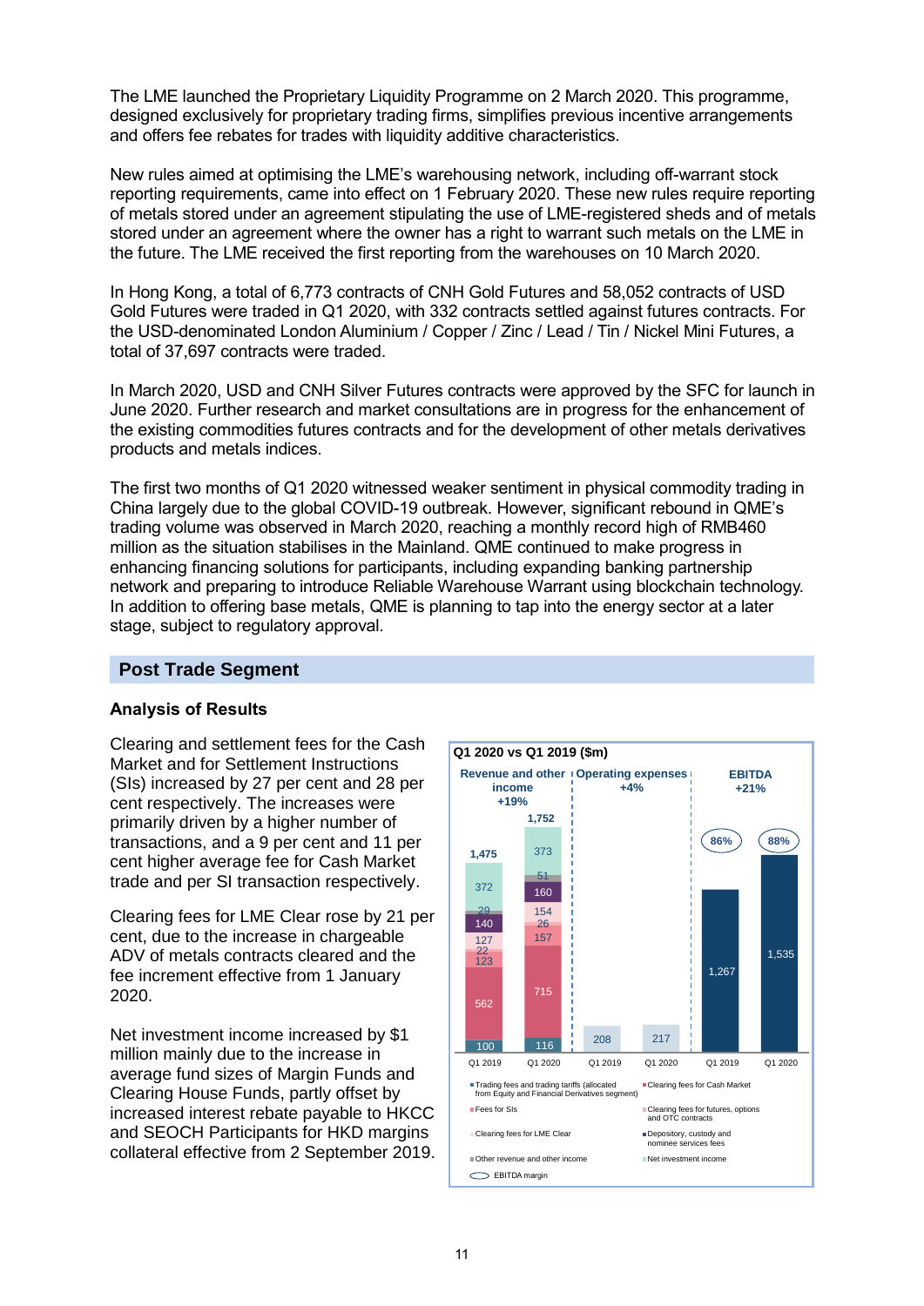The LME launched the Proprietary Liquidity Programme on 2 March 2020. This programme, designed exclusively for proprietary trading firms, simplifies previous incentive arrangements and offers fee rebates for trades with liquidity additive characteristics.

New rules aimed at optimising the LME's warehousing network, including off-warrant stock reporting requirements, came into effect on 1 February 2020. These new rules require reporting of metals stored under an agreement stipulating the use of LME-registered sheds and of metals stored under an agreement where the owner has a right to warrant such metals on the LME in the future. The LME received the first reporting from the warehouses on 10 March 2020.

In Hong Kong, a total of 6,773 contracts of CNH Gold Futures and 58,052 contracts of USD Gold Futures were traded in Q1 2020, with 332 contracts settled against futures contracts. For the USD-denominated London Aluminium / Copper / Zinc / Lead / Tin / Nickel Mini Futures, a total of 37,697 contracts were traded.

In March 2020, USD and CNH Silver Futures contracts were approved by the SFC for launch in June 2020. Further research and market consultations are in progress for the enhancement of the existing commodities futures contracts and for the development of other metals derivatives products and metals indices.

The first two months of Q1 2020 witnessed weaker sentiment in physical commodity trading in China largely due to the global COVID-19 outbreak. However, significant rebound in QME's trading volume was observed in March 2020, reaching a monthly record high of RMB460 million as the situation stabilises in the Mainland. QME continued to make progress in enhancing financing solutions for participants, including expanding banking partnership network and preparing to introduce Reliable Warehouse Warrant using blockchain technology. In addition to offering base metals, QME is planning to tap into the energy sector at a later stage, subject to regulatory approval.

## Post Trade Segment

### Analysis of Results

Clearing and settlement fees for the Cash Market and for Settlement Instructions (SIs) increased by 27 per cent and 28 per cent respectively. The increases were primarily driven by a higher number of transactions, and a 9 per cent and 11 per cent higher average fee for Cash Market trade and per SI transaction respectively.

Clearing fees for LME Clear rose by 21 per cent, due to the increase in chargeable ADV of metals contracts cleared and the fee increment effective from 1 January 2020.

Net investment income increased by $1 million mainly due to the increase in average fund sizes of Margin Funds and Clearing House Funds, partly offset by increased interest rebate payable to HKCC and SEOCH Participants for HKD margins collateral effective from 2 September 2019.

**Q1 2020 vs Q1 2019 ($m)**

| | Revenue and other income (+19%) | | Operating expenses (+4%) | | EBITDA (+21%) | |
|---|---|---|---|---|---|---|
| | Q1 2019 | Q1 2020 | Q1 2019 | Q1 2020 | Q1 2019 | Q1 2020 |
| Trading fees and trading tariffs (allocated from Equity and Financial Derivatives segment) | 100 | 116 | | | | |
| Clearing fees for Cash Market | 562 | 715 | | | | |
| Fees for SIs | 123 | 157 | | | | |
| Clearing fees for futures, options and OTC contracts | 22 | 26 | | | | |
| Clearing fees for LME Clear | 127 | 154 | | | | |
| Depository, custody and nominee services fees | 140 | 160 | | | | |
| Other revenue and other income | 29 | 51 | | | | |
| Net investment income | 372 | 373 | | | | |
| Total | 1,475 | 1,752 | 208 | 217 | 1,267 | 1,535 |
| EBITDA margin | | | | | 86% | 88% |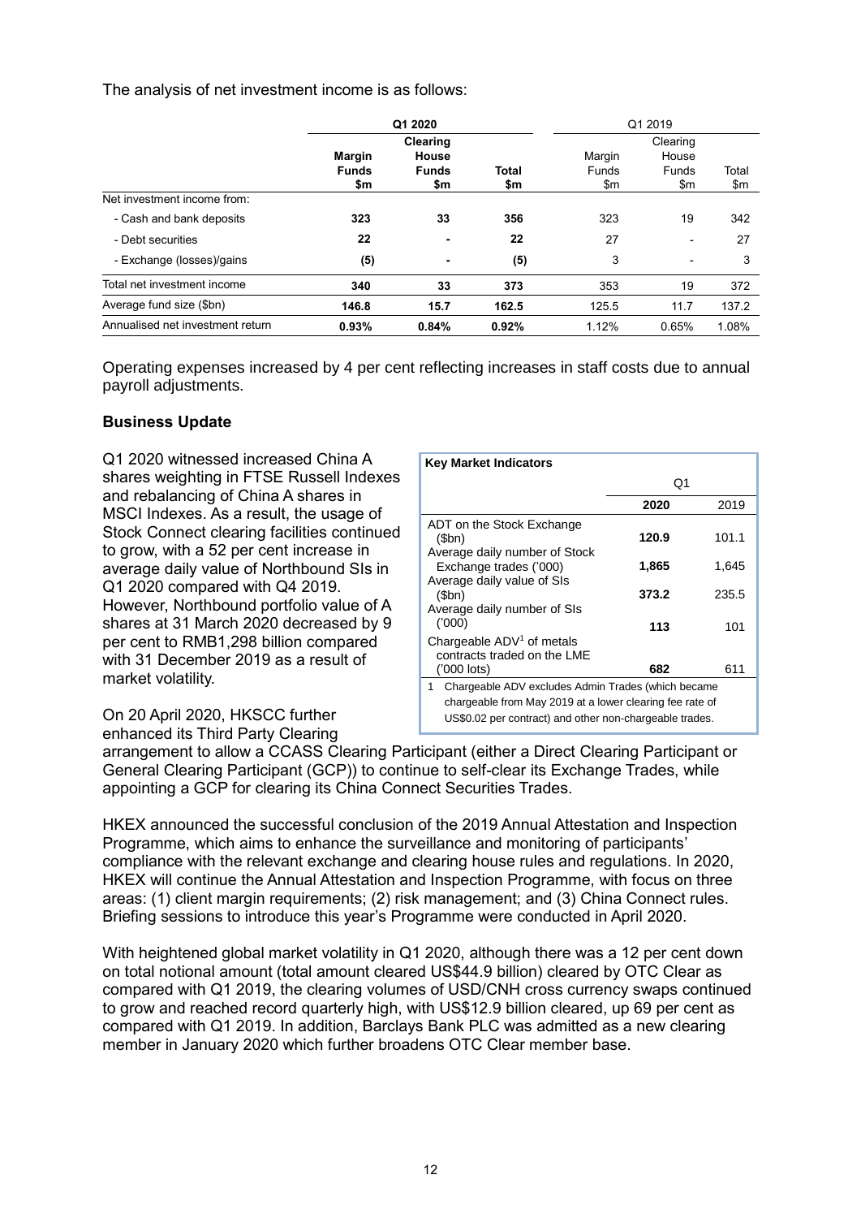The analysis of net investment income is as follows:

| | Q1 2020 | | | Q1 2019 | | |
|---|---|---|---|---|---|---|
| | **Margin Funds $m** | **Clearing House Funds $m** | **Total $m** | Margin Funds $m | Clearing House Funds $m | Total $m |
| Net investment income from: | | | | | | |
| - Cash and bank deposits | **323** | **33** | **356** | 323 | 19 | 342 |
| - Debt securities | **22** | **-** | **22** | 27 | - | 27 |
| - Exchange (losses)/gains | **(5)** | **-** | **(5)** | 3 | - | 3 |
| Total net investment income | **340** | **33** | **373** | 353 | 19 | 372 |
| Average fund size ($bn) | **146.8** | **15.7** | **162.5** | 125.5 | 11.7 | 137.2 |
| Annualised net investment return | **0.93%** | **0.84%** | **0.92%** | 1.12% | 0.65% | 1.08% |

Operating expenses increased by 4 per cent reflecting increases in staff costs due to annual payroll adjustments.

**Business Update**

Q1 2020 witnessed increased China A shares weighting in FTSE Russell Indexes and rebalancing of China A shares in MSCI Indexes. As a result, the usage of Stock Connect clearing facilities continued to grow, with a 52 per cent increase in average daily value of Northbound SIs in Q1 2020 compared with Q4 2019. However, Northbound portfolio value of A shares at 31 March 2020 decreased by 9 per cent to RMB1,298 billion compared with 31 December 2019 as a result of market volatility.

**Key Market Indicators**

| | Q1 | |
|---|---|---|
| | **2020** | 2019 |
| ADT on the Stock Exchange ($bn) | **120.9** | 101.1 |
| Average daily number of Stock Exchange trades ('000) | **1,865** | 1,645 |
| Average daily value of SIs ($bn) | **373.2** | 235.5 |
| Average daily number of SIs ('000) | **113** | 101 |
| Chargeable ADV[1] of metals contracts traded on the LME ('000 lots) | **682** | 611 |

1 Chargeable ADV excludes Admin Trades (which became chargeable from May 2019 at a lower clearing fee rate of US$0.02 per contract) and other non-chargeable trades.

On 20 April 2020, HKSCC further enhanced its Third Party Clearing arrangement to allow a CCASS Clearing Participant (either a Direct Clearing Participant or General Clearing Participant (GCP)) to continue to self-clear its Exchange Trades, while appointing a GCP for clearing its China Connect Securities Trades.

HKEX announced the successful conclusion of the 2019 Annual Attestation and Inspection Programme, which aims to enhance the surveillance and monitoring of participants' compliance with the relevant exchange and clearing house rules and regulations. In 2020, HKEX will continue the Annual Attestation and Inspection Programme, with focus on three areas: (1) client margin requirements; (2) risk management; and (3) China Connect rules. Briefing sessions to introduce this year's Programme were conducted in April 2020.

With heightened global market volatility in Q1 2020, although there was a 12 per cent down on total notional amount (total amount cleared US$44.9 billion) cleared by OTC Clear as compared with Q1 2019, the clearing volumes of USD/CNH cross currency swaps continued to grow and reached record quarterly high, with US$12.9 billion cleared, up 69 per cent as compared with Q1 2019. In addition, Barclays Bank PLC was admitted as a new clearing member in January 2020 which further broadens OTC Clear member base.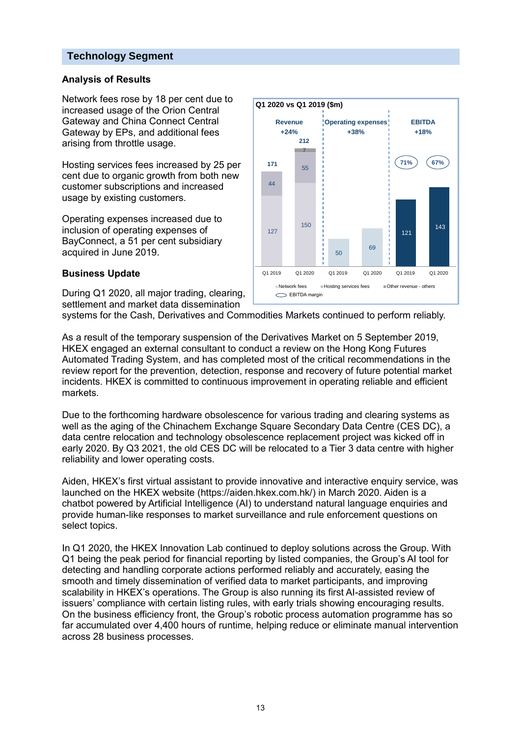## Technology Segment

### Analysis of Results

Network fees rose by 18 per cent due to increased usage of the Orion Central Gateway and China Connect Central Gateway by EPs, and additional fees arising from throttle usage.

Hosting services fees increased by 25 per cent due to organic growth from both new customer subscriptions and increased usage by existing customers.

Operating expenses increased due to inclusion of operating expenses of BayConnect, a 51 per cent subsidiary acquired in June 2019.

**Q1 2020 vs Q1 2019 ($m)**

| | Q1 2019 | Q1 2020 | Change |
|---|---|---|---|
| **Revenue** | 171 | 212 | +24% |
| Network fees | 127 | 150 | |
| Hosting services fees | 44 | 55 | |
| Other revenue - others | – | 7 | |
| **Operating expenses** | 50 | 69 | +38% |
| **EBITDA** | 121 | 143 | +18% |
| EBITDA margin | 71% | 67% | |

### Business Update

During Q1 2020, all major trading, clearing, settlement and market data dissemination systems for the Cash, Derivatives and Commodities Markets continued to perform reliably.

As a result of the temporary suspension of the Derivatives Market on 5 September 2019, HKEX engaged an external consultant to conduct a review on the Hong Kong Futures Automated Trading System, and has completed most of the critical recommendations in the review report for the prevention, detection, response and recovery of future potential market incidents. HKEX is committed to continuous improvement in operating reliable and efficient markets.

Due to the forthcoming hardware obsolescence for various trading and clearing systems as well as the aging of the Chinachem Exchange Square Secondary Data Centre (CES DC), a data centre relocation and technology obsolescence replacement project was kicked off in early 2020. By Q3 2021, the old CES DC will be relocated to a Tier 3 data centre with higher reliability and lower operating costs.

Aiden, HKEX's first virtual assistant to provide innovative and interactive enquiry service, was launched on the HKEX website (https://aiden.hkex.com.hk/) in March 2020. Aiden is a chatbot powered by Artificial Intelligence (AI) to understand natural language enquiries and provide human-like responses to market surveillance and rule enforcement questions on select topics.

In Q1 2020, the HKEX Innovation Lab continued to deploy solutions across the Group. With Q1 being the peak period for financial reporting by listed companies, the Group's AI tool for detecting and handling corporate actions performed reliably and accurately, easing the smooth and timely dissemination of verified data to market participants, and improving scalability in HKEX's operations. The Group is also running its first AI-assisted review of issuers' compliance with certain listing rules, with early trials showing encouraging results. On the business efficiency front, the Group's robotic process automation programme has so far accumulated over 4,400 hours of runtime, helping reduce or eliminate manual intervention across 28 business processes.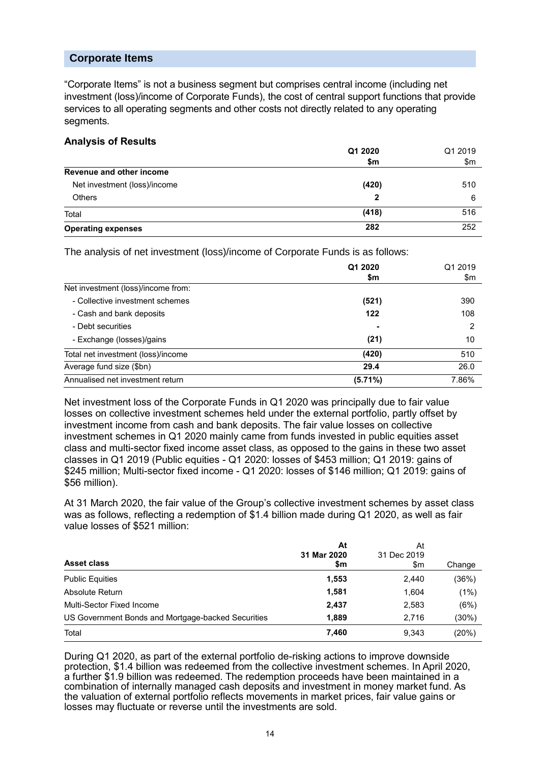## Corporate Items

"Corporate Items" is not a business segment but comprises central income (including net investment (loss)/income of Corporate Funds), the cost of central support functions that provide services to all operating segments and other costs not directly related to any operating segments.

### Analysis of Results

| | **Q1 2020** | Q1 2019 |
|---|---|---|
| | **\$m** | \$m |
| **Revenue and other income** | | |
| Net investment (loss)/income | **(420)** | 510 |
| Others | **2** | 6 |
| Total | **(418)** | 516 |
| **Operating expenses** | **282** | 252 |

The analysis of net investment (loss)/income of Corporate Funds is as follows:

| | **Q1 2020** | Q1 2019 |
|---|---|---|
| | **\$m** | \$m |
| Net investment (loss)/income from: | | |
| - Collective investment schemes | **(521)** | 390 |
| - Cash and bank deposits | **122** | 108 |
| - Debt securities | **-** | 2 |
| - Exchange (losses)/gains | **(21)** | 10 |
| Total net investment (loss)/income | **(420)** | 510 |
| Average fund size (\$bn) | **29.4** | 26.0 |
| Annualised net investment return | **(5.71%)** | 7.86% |

Net investment loss of the Corporate Funds in Q1 2020 was principally due to fair value losses on collective investment schemes held under the external portfolio, partly offset by investment income from cash and bank deposits. The fair value losses on collective investment schemes in Q1 2020 mainly came from funds invested in public equities asset class and multi-sector fixed income asset class, as opposed to the gains in these two asset classes in Q1 2019 (Public equities - Q1 2020: losses of \$453 million; Q1 2019: gains of \$245 million; Multi-sector fixed income - Q1 2020: losses of \$146 million; Q1 2019: gains of \$56 million).

At 31 March 2020, the fair value of the Group's collective investment schemes by asset class was as follows, reflecting a redemption of \$1.4 billion made during Q1 2020, as well as fair value losses of \$521 million:

| **Asset class** | **At 31 Mar 2020 \$m** | At 31 Dec 2019 \$m | Change |
|---|---|---|---|
| Public Equities | **1,553** | 2,440 | (36%) |
| Absolute Return | **1,581** | 1,604 | (1%) |
| Multi-Sector Fixed Income | **2,437** | 2,583 | (6%) |
| US Government Bonds and Mortgage-backed Securities | **1,889** | 2,716 | (30%) |
| Total | **7,460** | 9,343 | (20%) |

During Q1 2020, as part of the external portfolio de-risking actions to improve downside protection, \$1.4 billion was redeemed from the collective investment schemes. In April 2020, a further \$1.9 billion was redeemed. The redemption proceeds have been maintained in a combination of internally managed cash deposits and investment in money market fund. As the valuation of external portfolio reflects movements in market prices, fair value gains or losses may fluctuate or reverse until the investments are sold.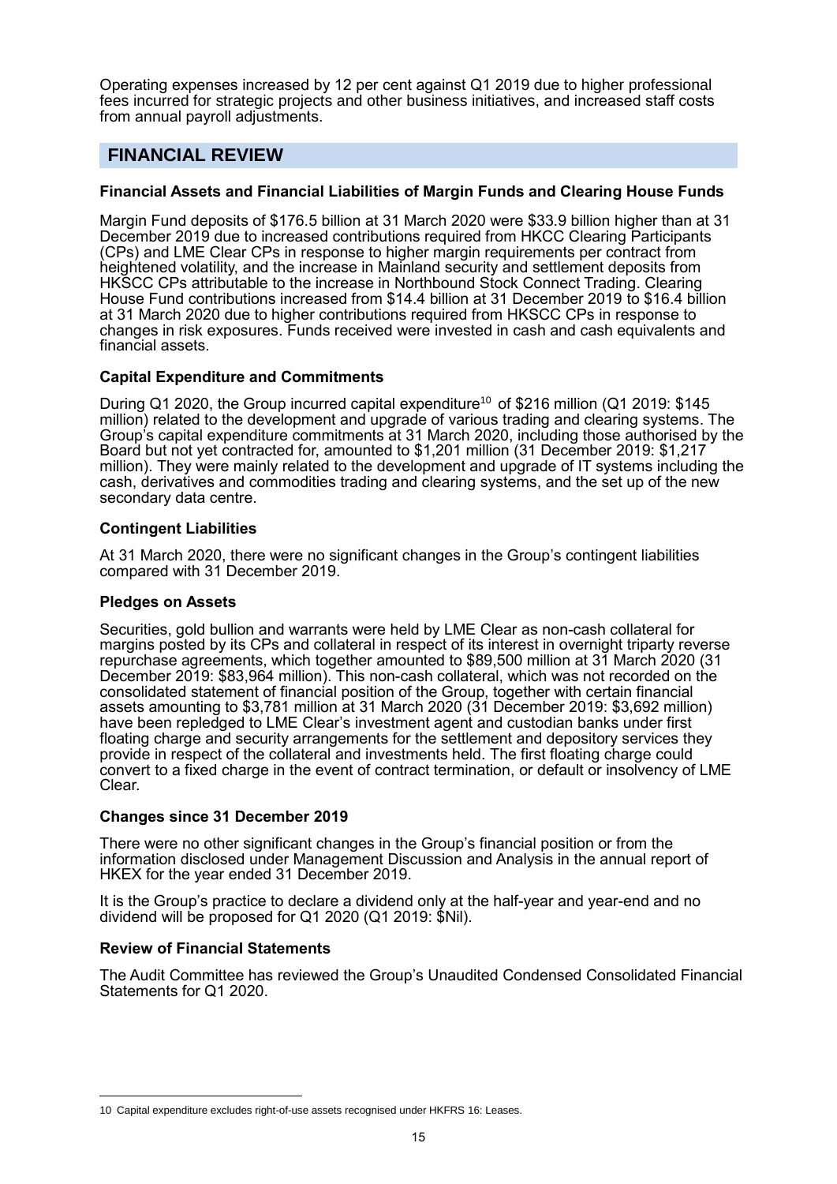Operating expenses increased by 12 per cent against Q1 2019 due to higher professional fees incurred for strategic projects and other business initiatives, and increased staff costs from annual payroll adjustments.

## FINANCIAL REVIEW

### Financial Assets and Financial Liabilities of Margin Funds and Clearing House Funds

Margin Fund deposits of $176.5 billion at 31 March 2020 were $33.9 billion higher than at 31 December 2019 due to increased contributions required from HKCC Clearing Participants (CPs) and LME Clear CPs in response to higher margin requirements per contract from heightened volatility, and the increase in Mainland security and settlement deposits from HKSCC CPs attributable to the increase in Northbound Stock Connect Trading. Clearing House Fund contributions increased from $14.4 billion at 31 December 2019 to $16.4 billion at 31 March 2020 due to higher contributions required from HKSCC CPs in response to changes in risk exposures. Funds received were invested in cash and cash equivalents and financial assets.

### Capital Expenditure and Commitments

During Q1 2020, the Group incurred capital expenditure[10] of $216 million (Q1 2019: $145 million) related to the development and upgrade of various trading and clearing systems. The Group's capital expenditure commitments at 31 March 2020, including those authorised by the Board but not yet contracted for, amounted to $1,201 million (31 December 2019: $1,217 million). They were mainly related to the development and upgrade of IT systems including the cash, derivatives and commodities trading and clearing systems, and the set up of the new secondary data centre.

### Contingent Liabilities

At 31 March 2020, there were no significant changes in the Group's contingent liabilities compared with 31 December 2019.

### Pledges on Assets

Securities, gold bullion and warrants were held by LME Clear as non-cash collateral for margins posted by its CPs and collateral in respect of its interest in overnight triparty reverse repurchase agreements, which together amounted to $89,500 million at 31 March 2020 (31 December 2019: $83,964 million). This non-cash collateral, which was not recorded on the consolidated statement of financial position of the Group, together with certain financial assets amounting to $3,781 million at 31 March 2020 (31 December 2019: $3,692 million) have been repledged to LME Clear's investment agent and custodian banks under first floating charge and security arrangements for the settlement and depository services they provide in respect of the collateral and investments held. The first floating charge could convert to a fixed charge in the event of contract termination, or default or insolvency of LME Clear.

### Changes since 31 December 2019

There were no other significant changes in the Group's financial position or from the information disclosed under Management Discussion and Analysis in the annual report of HKEX for the year ended 31 December 2019.

It is the Group's practice to declare a dividend only at the half-year and year-end and no dividend will be proposed for Q1 2020 (Q1 2019: $Nil).

### Review of Financial Statements

The Audit Committee has reviewed the Group's Unaudited Condensed Consolidated Financial Statements for Q1 2020.

---

10 Capital expenditure excludes right-of-use assets recognised under HKFRS 16: Leases.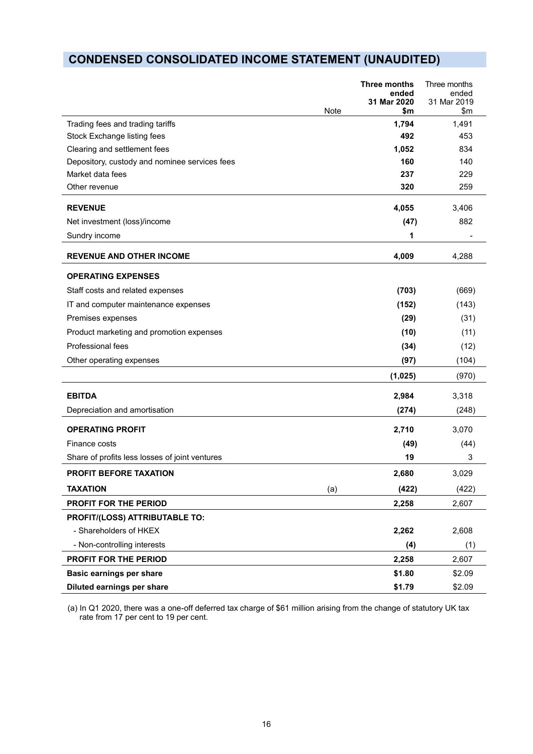# CONDENSED CONSOLIDATED INCOME STATEMENT (UNAUDITED)

| | Note | **Three months ended 31 Mar 2020 $m** | Three months ended 31 Mar 2019 $m |
|---|---|---|---|
| Trading fees and trading tariffs | | **1,794** | 1,491 |
| Stock Exchange listing fees | | **492** | 453 |
| Clearing and settlement fees | | **1,052** | 834 |
| Depository, custody and nominee services fees | | **160** | 140 |
| Market data fees | | **237** | 229 |
| Other revenue | | **320** | 259 |
| **REVENUE** | | **4,055** | 3,406 |
| Net investment (loss)/income | | **(47)** | 882 |
| Sundry income | | **1** | - |
| **REVENUE AND OTHER INCOME** | | **4,009** | 4,288 |
| **OPERATING EXPENSES** | | | |
| Staff costs and related expenses | | **(703)** | (669) |
| IT and computer maintenance expenses | | **(152)** | (143) |
| Premises expenses | | **(29)** | (31) |
| Product marketing and promotion expenses | | **(10)** | (11) |
| Professional fees | | **(34)** | (12) |
| Other operating expenses | | **(97)** | (104) |
| | | **(1,025)** | (970) |
| **EBITDA** | | **2,984** | 3,318 |
| Depreciation and amortisation | | **(274)** | (248) |
| **OPERATING PROFIT** | | **2,710** | 3,070 |
| Finance costs | | **(49)** | (44) |
| Share of profits less losses of joint ventures | | **19** | 3 |
| **PROFIT BEFORE TAXATION** | | **2,680** | 3,029 |
| **TAXATION** | (a) | **(422)** | (422) |
| **PROFIT FOR THE PERIOD** | | **2,258** | 2,607 |
| **PROFIT/(LOSS) ATTRIBUTABLE TO:** | | | |
| - Shareholders of HKEX | | **2,262** | 2,608 |
| - Non-controlling interests | | **(4)** | (1) |
| **PROFIT FOR THE PERIOD** | | **2,258** | 2,607 |
| **Basic earnings per share** | | **$1.80** | $2.09 |
| **Diluted earnings per share** | | **$1.79** | $2.09 |

(a) In Q1 2020, there was a one-off deferred tax charge of $61 million arising from the change of statutory UK tax rate from 17 per cent to 19 per cent.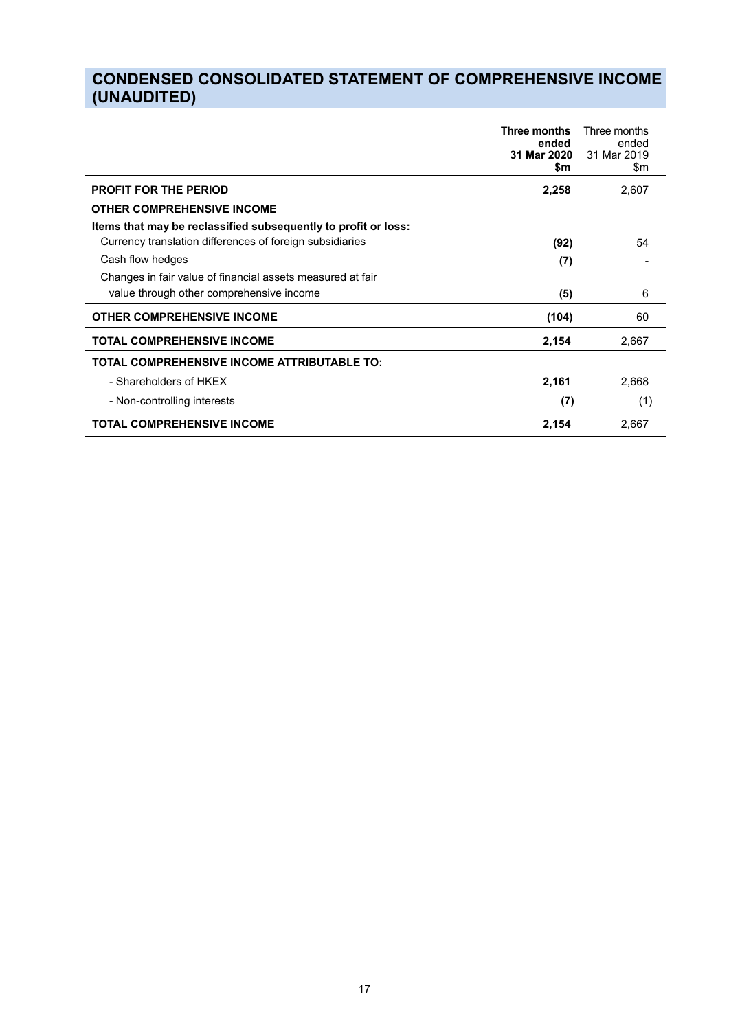# CONDENSED CONSOLIDATED STATEMENT OF COMPREHENSIVE INCOME (UNAUDITED)

| | **Three months ended 31 Mar 2020 $m** | Three months ended 31 Mar 2019 $m |
|---|---|---|
| **PROFIT FOR THE PERIOD** | **2,258** | 2,607 |
| **OTHER COMPREHENSIVE INCOME** | | |
| **Items that may be reclassified subsequently to profit or loss:** | | |
| Currency translation differences of foreign subsidiaries | **(92)** | 54 |
| Cash flow hedges | **(7)** | - |
| Changes in fair value of financial assets measured at fair value through other comprehensive income | **(5)** | 6 |
| **OTHER COMPREHENSIVE INCOME** | **(104)** | 60 |
| **TOTAL COMPREHENSIVE INCOME** | **2,154** | 2,667 |
| **TOTAL COMPREHENSIVE INCOME ATTRIBUTABLE TO:** | | |
| - Shareholders of HKEX | **2,161** | 2,668 |
| - Non-controlling interests | **(7)** | (1) |
| **TOTAL COMPREHENSIVE INCOME** | **2,154** | 2,667 |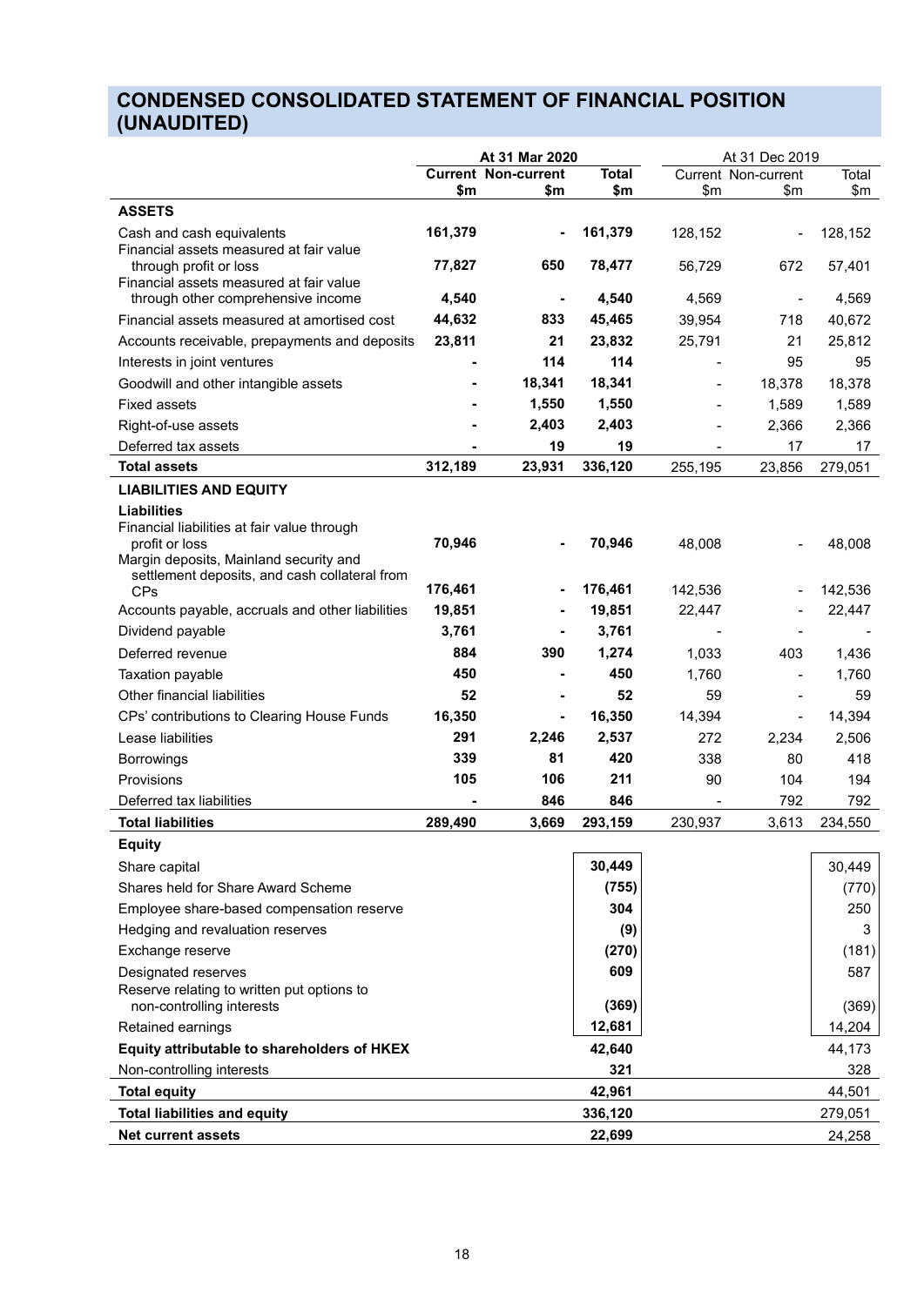## CONDENSED CONSOLIDATED STATEMENT OF FINANCIAL POSITION (UNAUDITED)

| | At 31 Mar 2020 | | | At 31 Dec 2019 | | |
|---|---|---|---|---|---|---|
| | **Current** | **Non-current** | **Total** | Current | Non-current | Total |
| | **$m** | **$m** | **$m** | $m | $m | $m |
| **ASSETS** | | | | | | |
| Cash and cash equivalents | **161,379** | **-** | **161,379** | 128,152 | - | 128,152 |
| Financial assets measured at fair value through profit or loss | **77,827** | **650** | **78,477** | 56,729 | 672 | 57,401 |
| Financial assets measured at fair value through other comprehensive income | **4,540** | **-** | **4,540** | 4,569 | - | 4,569 |
| Financial assets measured at amortised cost | **44,632** | **833** | **45,465** | 39,954 | 718 | 40,672 |
| Accounts receivable, prepayments and deposits | **23,811** | **21** | **23,832** | 25,791 | 21 | 25,812 |
| Interests in joint ventures | **-** | **114** | **114** | - | 95 | 95 |
| Goodwill and other intangible assets | **-** | **18,341** | **18,341** | - | 18,378 | 18,378 |
| Fixed assets | **-** | **1,550** | **1,550** | - | 1,589 | 1,589 |
| Right-of-use assets | **-** | **2,403** | **2,403** | - | 2,366 | 2,366 |
| Deferred tax assets | **-** | **19** | **19** | - | 17 | 17 |
| **Total assets** | **312,189** | **23,931** | **336,120** | 255,195 | 23,856 | 279,051 |
| **LIABILITIES AND EQUITY** | | | | | | |
| **Liabilities** | | | | | | |
| Financial liabilities at fair value through profit or loss | **70,946** | **-** | **70,946** | 48,008 | - | 48,008 |
| Margin deposits, Mainland security and settlement deposits, and cash collateral from CPs | **176,461** | **-** | **176,461** | 142,536 | - | 142,536 |
| Accounts payable, accruals and other liabilities | **19,851** | **-** | **19,851** | 22,447 | - | 22,447 |
| Dividend payable | **3,761** | **-** | **3,761** | - | - | - |
| Deferred revenue | **884** | **390** | **1,274** | 1,033 | 403 | 1,436 |
| Taxation payable | **450** | **-** | **450** | 1,760 | - | 1,760 |
| Other financial liabilities | **52** | **-** | **52** | 59 | - | 59 |
| CPs' contributions to Clearing House Funds | **16,350** | **-** | **16,350** | 14,394 | - | 14,394 |
| Lease liabilities | **291** | **2,246** | **2,537** | 272 | 2,234 | 2,506 |
| Borrowings | **339** | **81** | **420** | 338 | 80 | 418 |
| Provisions | **105** | **106** | **211** | 90 | 104 | 194 |
| Deferred tax liabilities | **-** | **846** | **846** | - | 792 | 792 |
| **Total liabilities** | **289,490** | **3,669** | **293,159** | 230,937 | 3,613 | 234,550 |
| **Equity** | | | | | | |
| Share capital | | | **30,449** | | | 30,449 |
| Shares held for Share Award Scheme | | | **(755)** | | | (770) |
| Employee share-based compensation reserve | | | **304** | | | 250 |
| Hedging and revaluation reserves | | | **(9)** | | | 3 |
| Exchange reserve | | | **(270)** | | | (181) |
| Designated reserves | | | **609** | | | 587 |
| Reserve relating to written put options to non-controlling interests | | | **(369)** | | | (369) |
| Retained earnings | | | **12,681** | | | 14,204 |
| **Equity attributable to shareholders of HKEX** | | | **42,640** | | | 44,173 |
| Non-controlling interests | | | **321** | | | 328 |
| **Total equity** | | | **42,961** | | | 44,501 |
| **Total liabilities and equity** | | | **336,120** | | | 279,051 |
| **Net current assets** | | | **22,699** | | | 24,258 |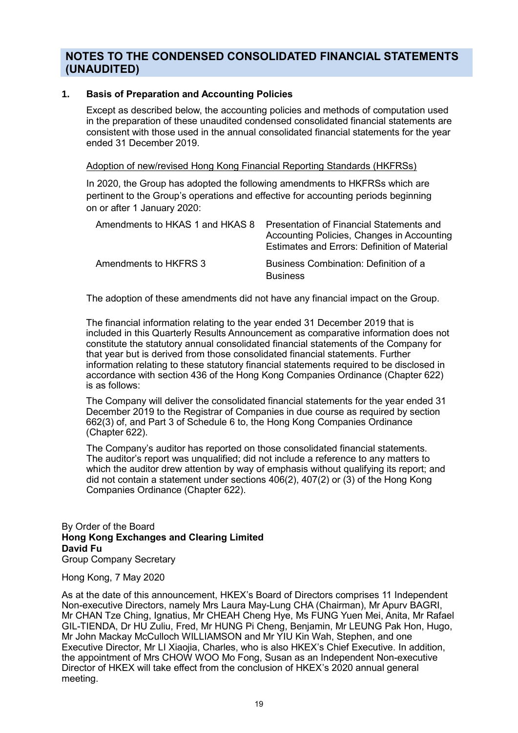# NOTES TO THE CONDENSED CONSOLIDATED FINANCIAL STATEMENTS (UNAUDITED)

## 1. Basis of Preparation and Accounting Policies

Except as described below, the accounting policies and methods of computation used in the preparation of these unaudited condensed consolidated financial statements are consistent with those used in the annual consolidated financial statements for the year ended 31 December 2019.

Adoption of new/revised Hong Kong Financial Reporting Standards (HKFRSs)

In 2020, the Group has adopted the following amendments to HKFRSs which are pertinent to the Group's operations and effective for accounting periods beginning on or after 1 January 2020:

| | |
|---|---|
| Amendments to HKAS 1 and HKAS 8 | Presentation of Financial Statements and Accounting Policies, Changes in Accounting Estimates and Errors: Definition of Material |
| Amendments to HKFRS 3 | Business Combination: Definition of a Business |

The adoption of these amendments did not have any financial impact on the Group.

The financial information relating to the year ended 31 December 2019 that is included in this Quarterly Results Announcement as comparative information does not constitute the statutory annual consolidated financial statements of the Company for that year but is derived from those consolidated financial statements. Further information relating to these statutory financial statements required to be disclosed in accordance with section 436 of the Hong Kong Companies Ordinance (Chapter 622) is as follows:

The Company will deliver the consolidated financial statements for the year ended 31 December 2019 to the Registrar of Companies in due course as required by section 662(3) of, and Part 3 of Schedule 6 to, the Hong Kong Companies Ordinance (Chapter 622).

The Company's auditor has reported on those consolidated financial statements. The auditor's report was unqualified; did not include a reference to any matters to which the auditor drew attention by way of emphasis without qualifying its report; and did not contain a statement under sections 406(2), 407(2) or (3) of the Hong Kong Companies Ordinance (Chapter 622).

By Order of the Board
**Hong Kong Exchanges and Clearing Limited**
**David Fu**
Group Company Secretary

Hong Kong, 7 May 2020

As at the date of this announcement, HKEX's Board of Directors comprises 11 Independent Non-executive Directors, namely Mrs Laura May-Lung CHA (Chairman), Mr Apurv BAGRI, Mr CHAN Tze Ching, Ignatius, Mr CHEAH Cheng Hye, Ms FUNG Yuen Mei, Anita, Mr Rafael GIL-TIENDA, Dr HU Zuliu, Fred, Mr HUNG Pi Cheng, Benjamin, Mr LEUNG Pak Hon, Hugo, Mr John Mackay McCulloch WILLIAMSON and Mr YIU Kin Wah, Stephen, and one Executive Director, Mr LI Xiaojia, Charles, who is also HKEX's Chief Executive. In addition, the appointment of Mrs CHOW WOO Mo Fong, Susan as an Independent Non-executive Director of HKEX will take effect from the conclusion of HKEX's 2020 annual general meeting.